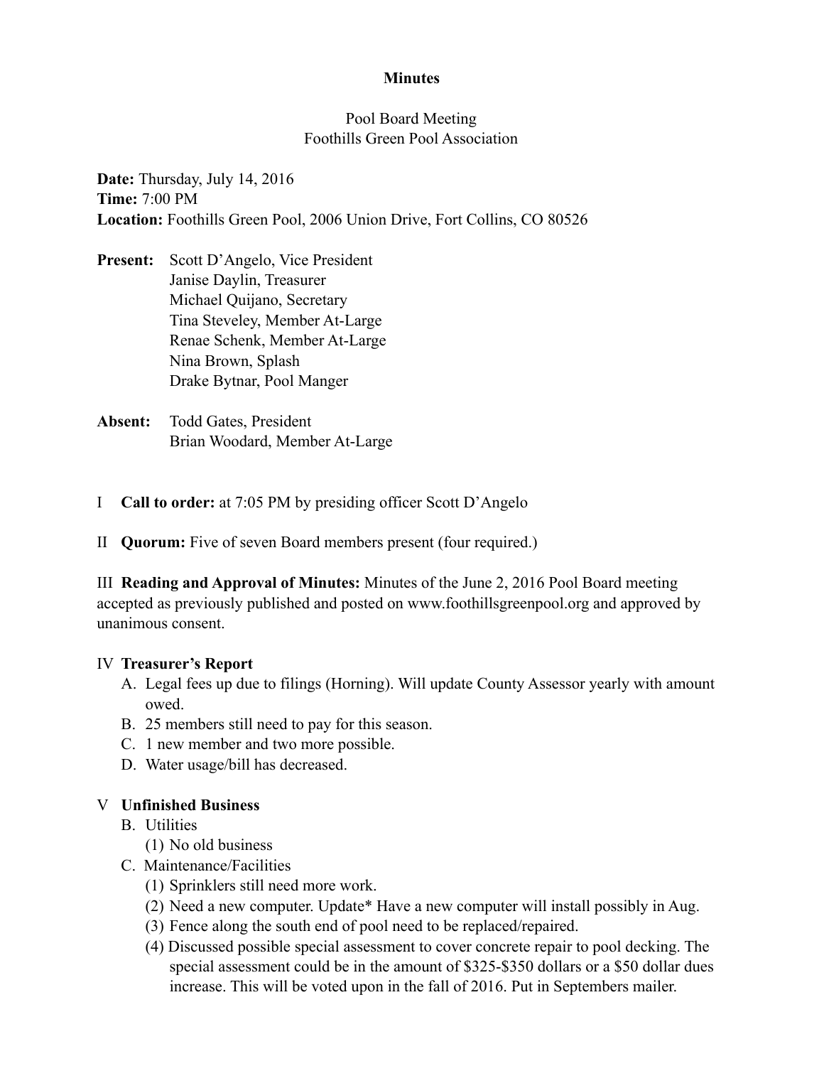**Minutes**

Pool Board Meeting
Foothills Green Pool Association

**Date:** Thursday, July 14, 2016
**Time:** 7:00 PM
**Location:** Foothills Green Pool, 2006 Union Drive, Fort Collins, CO 80526

**Present:** Scott D'Angelo, Vice President
Janise Daylin, Treasurer
Michael Quijano, Secretary
Tina Steveley, Member At-Large
Renae Schenk, Member At-Large
Nina Brown, Splash
Drake Bytnar, Pool Manger

**Absent:** Todd Gates, President
Brian Woodard, Member At-Large

I **Call to order:** at 7:05 PM by presiding officer Scott D'Angelo

II **Quorum:** Five of seven Board members present (four required.)

III **Reading and Approval of Minutes:** Minutes of the June 2, 2016 Pool Board meeting accepted as previously published and posted on www.foothillsgreenpool.org and approved by unanimous consent.

IV **Treasurer's Report**

A. Legal fees up due to filings (Horning). Will update County Assessor yearly with amount owed.
B. 25 members still need to pay for this season.
C. 1 new member and two more possible.
D. Water usage/bill has decreased.

V **Unfinished Business**

B. Utilities
  (1) No old business
C. Maintenance/Facilities
  (1) Sprinklers still need more work.
  (2) Need a new computer. Update* Have a new computer will install possibly in Aug.
  (3) Fence along the south end of pool need to be replaced/repaired.
  (4) Discussed possible special assessment to cover concrete repair to pool decking. The special assessment could be in the amount of $325-$350 dollars or a $50 dollar dues increase. This will be voted upon in the fall of 2016. Put in Septembers mailer.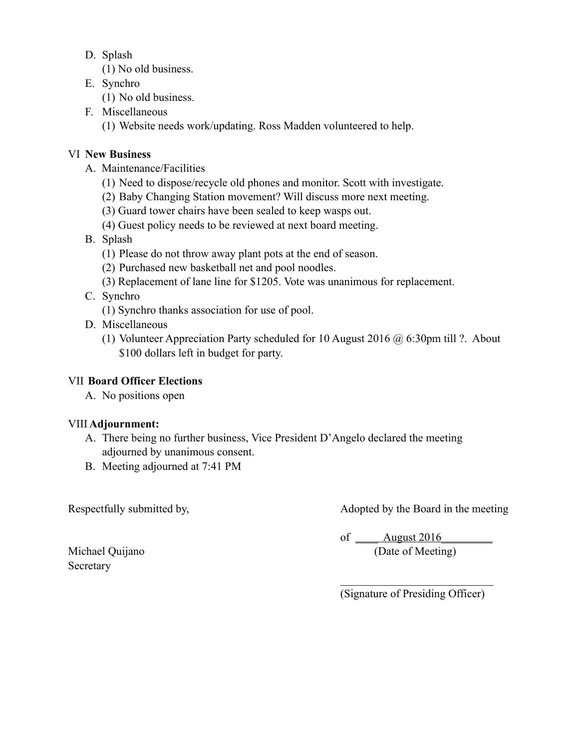D. Splash
   (1) No old business.
E. Synchro
   (1) No old business.
F. Miscellaneous
   (1) Website needs work/updating. Ross Madden volunteered to help.

VI **New Business**

A. Maintenance/Facilities
   (1) Need to dispose/recycle old phones and monitor. Scott with investigate.
   (2) Baby Changing Station movement? Will discuss more next meeting.
   (3) Guard tower chairs have been sealed to keep wasps out.
   (4) Guest policy needs to be reviewed at next board meeting.
B. Splash
   (1) Please do not throw away plant pots at the end of season.
   (2) Purchased new basketball net and pool noodles.
   (3) Replacement of lane line for $1205. Vote was unanimous for replacement.
C. Synchro
   (1) Synchro thanks association for use of pool.
D. Miscellaneous
   (1) Volunteer Appreciation Party scheduled for 10 August 2016 @ 6:30pm till ?. About $100 dollars left in budget for party.

VII **Board Officer Elections**

A. No positions open

VIII **Adjournment:**

A. There being no further business, Vice President D'Angelo declared the meeting adjourned by unanimous consent.
B. Meeting adjourned at 7:41 PM

Respectfully submitted by,

Michael Quijano
Secretary

Adopted by the Board in the meeting

of ____ August 2016_________
(Date of Meeting)

___________________________
(Signature of Presiding Officer)